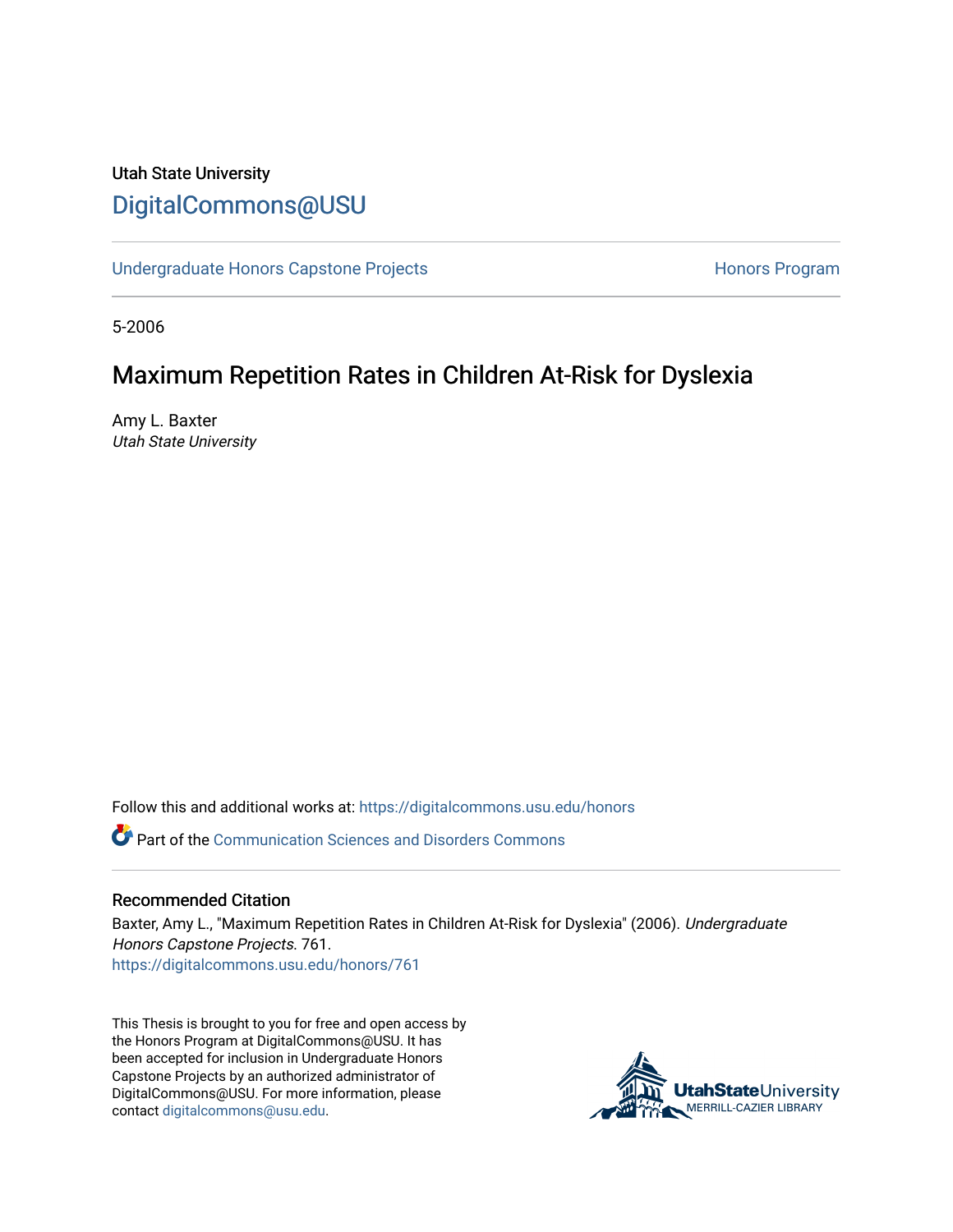Utah State University

# DigitalCommons@USU

Undergraduate Honors Capstone Projects | Honors Program

5-2006

## Maximum Repetition Rates in Children At-Risk for Dyslexia

Amy L. Baxter
*Utah State University*

Follow this and additional works at: https://digitalcommons.usu.edu/honors

Part of the Communication Sciences and Disorders Commons

### Recommended Citation

Baxter, Amy L., "Maximum Repetition Rates in Children At-Risk for Dyslexia" (2006). *Undergraduate Honors Capstone Projects*. 761.
https://digitalcommons.usu.edu/honors/761

This Thesis is brought to you for free and open access by the Honors Program at DigitalCommons@USU. It has been accepted for inclusion in Undergraduate Honors Capstone Projects by an authorized administrator of DigitalCommons@USU. For more information, please contact digitalcommons@usu.edu.

UtahStateUniversity
MERRILL-CAZIER LIBRARY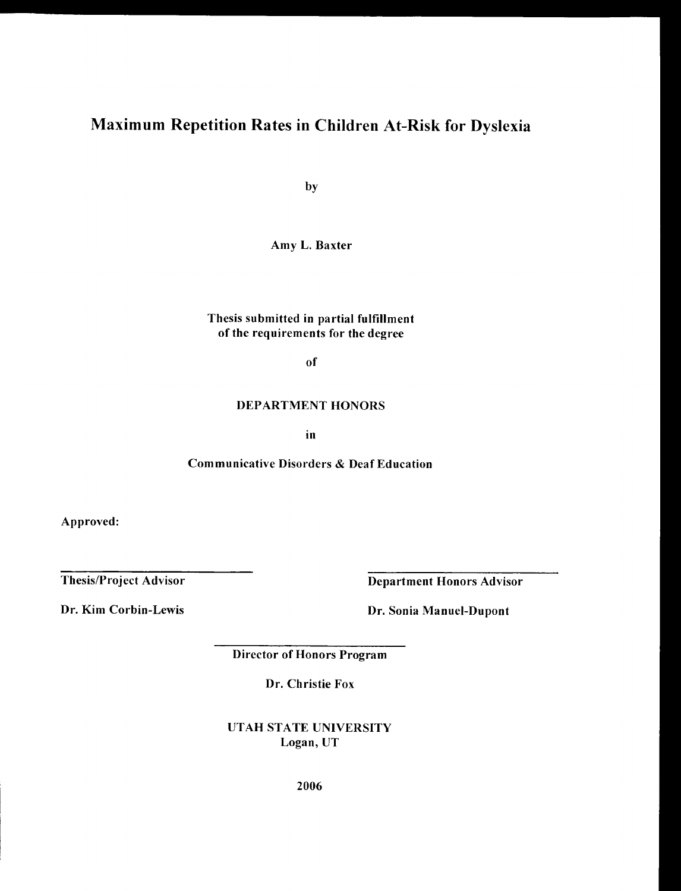# Maximum Repetition Rates in Children At-Risk for Dyslexia

by

**Amy L. Baxter**

**Thesis submitted in partial fulfillment of the requirements for the degree**

**of**

**DEPARTMENT HONORS**

**in**

**Communicative Disorders & Deaf Education**

**Approved:**

| | |
|---|---|
| **Thesis/Project Advisor** | **Department Honors Advisor** |
| **Dr. Kim Corbin-Lewis** | **Dr. Sonia Manuel-Dupont** |

**Director of Honors Program**

**Dr. Christie Fox**

**UTAH STATE UNIVERSITY**
**Logan, UT**

**2006**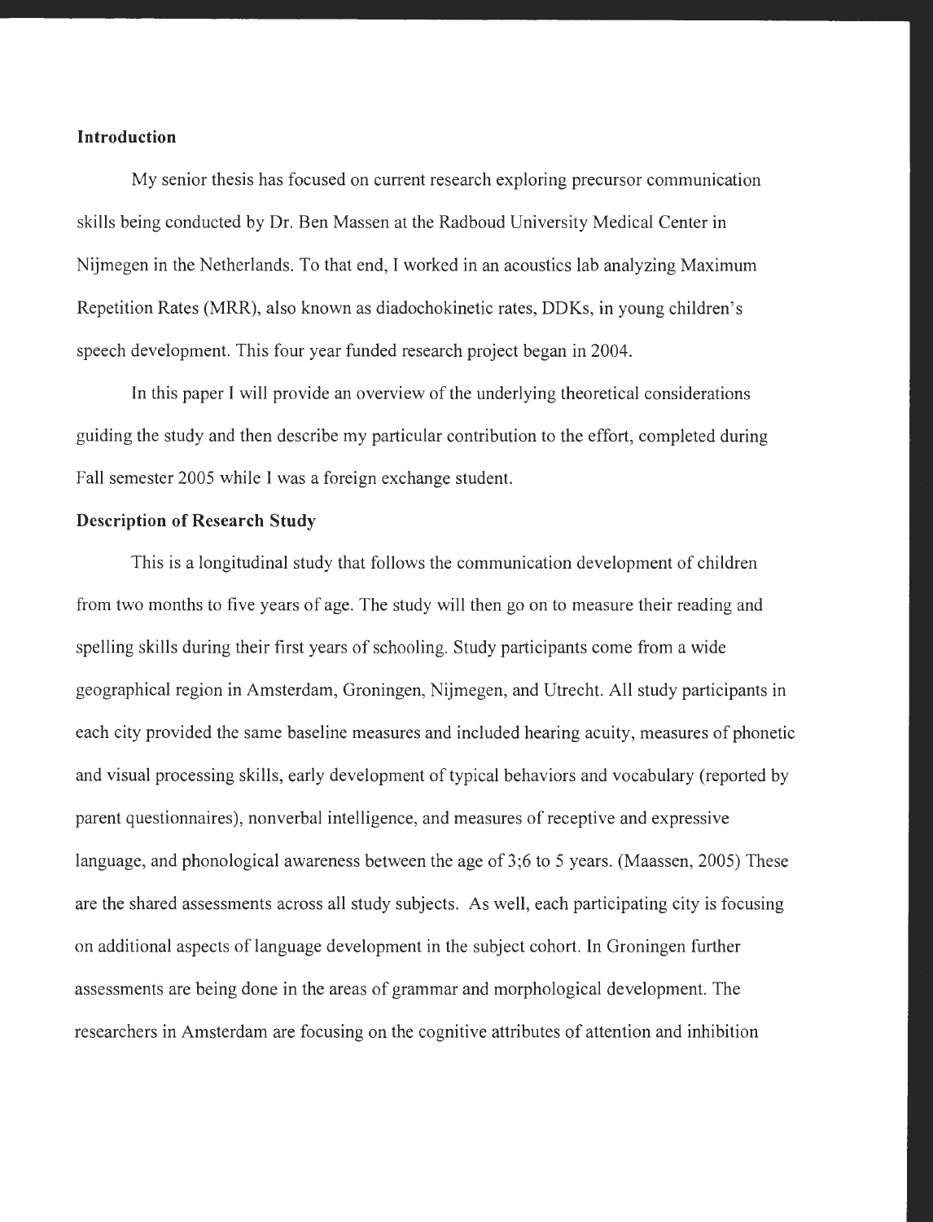## Introduction

My senior thesis has focused on current research exploring precursor communication skills being conducted by Dr. Ben Massen at the Radboud University Medical Center in Nijmegen in the Netherlands. To that end, I worked in an acoustics lab analyzing Maximum Repetition Rates (MRR), also known as diadochokinetic rates, DDKs, in young children's speech development. This four year funded research project began in 2004.

In this paper I will provide an overview of the underlying theoretical considerations guiding the study and then describe my particular contribution to the effort, completed during Fall semester 2005 while I was a foreign exchange student.

## Description of Research Study

This is a longitudinal study that follows the communication development of children from two months to five years of age. The study will then go on to measure their reading and spelling skills during their first years of schooling. Study participants come from a wide geographical region in Amsterdam, Groningen, Nijmegen, and Utrecht. All study participants in each city provided the same baseline measures and included hearing acuity, measures of phonetic and visual processing skills, early development of typical behaviors and vocabulary (reported by parent questionnaires), nonverbal intelligence, and measures of receptive and expressive language, and phonological awareness between the age of 3;6 to 5 years. (Maassen, 2005) These are the shared assessments across all study subjects. As well, each participating city is focusing on additional aspects of language development in the subject cohort. In Groningen further assessments are being done in the areas of grammar and morphological development. The researchers in Amsterdam are focusing on the cognitive attributes of attention and inhibition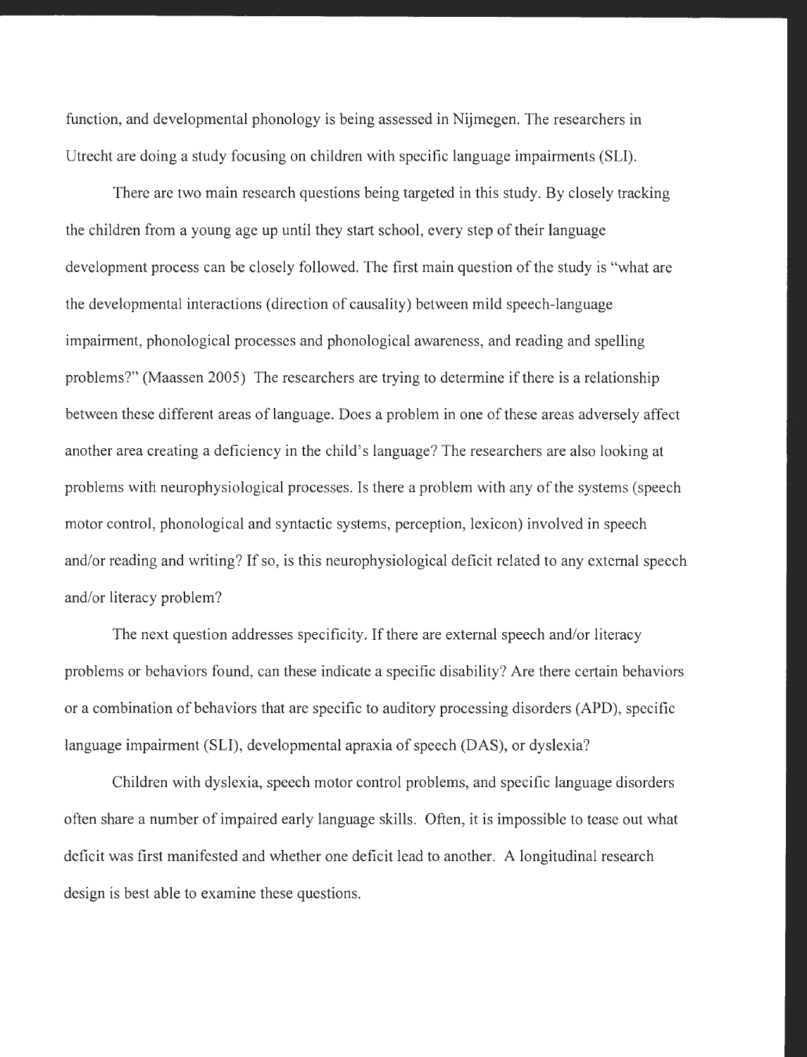function, and developmental phonology is being assessed in Nijmegen. The researchers in Utrecht are doing a study focusing on children with specific language impairments (SLI).

There are two main research questions being targeted in this study. By closely tracking the children from a young age up until they start school, every step of their language development process can be closely followed. The first main question of the study is "what are the developmental interactions (direction of causality) between mild speech-language impairment, phonological processes and phonological awareness, and reading and spelling problems?" (Maassen 2005) The researchers are trying to determine if there is a relationship between these different areas of language. Does a problem in one of these areas adversely affect another area creating a deficiency in the child's language? The researchers are also looking at problems with neurophysiological processes. Is there a problem with any of the systems (speech motor control, phonological and syntactic systems, perception, lexicon) involved in speech and/or reading and writing? If so, is this neurophysiological deficit related to any external speech and/or literacy problem?

The next question addresses specificity. If there are external speech and/or literacy problems or behaviors found, can these indicate a specific disability? Are there certain behaviors or a combination of behaviors that are specific to auditory processing disorders (APD), specific language impairment (SLI), developmental apraxia of speech (DAS), or dyslexia?

Children with dyslexia, speech motor control problems, and specific language disorders often share a number of impaired early language skills. Often, it is impossible to tease out what deficit was first manifested and whether one deficit lead to another. A longitudinal research design is best able to examine these questions.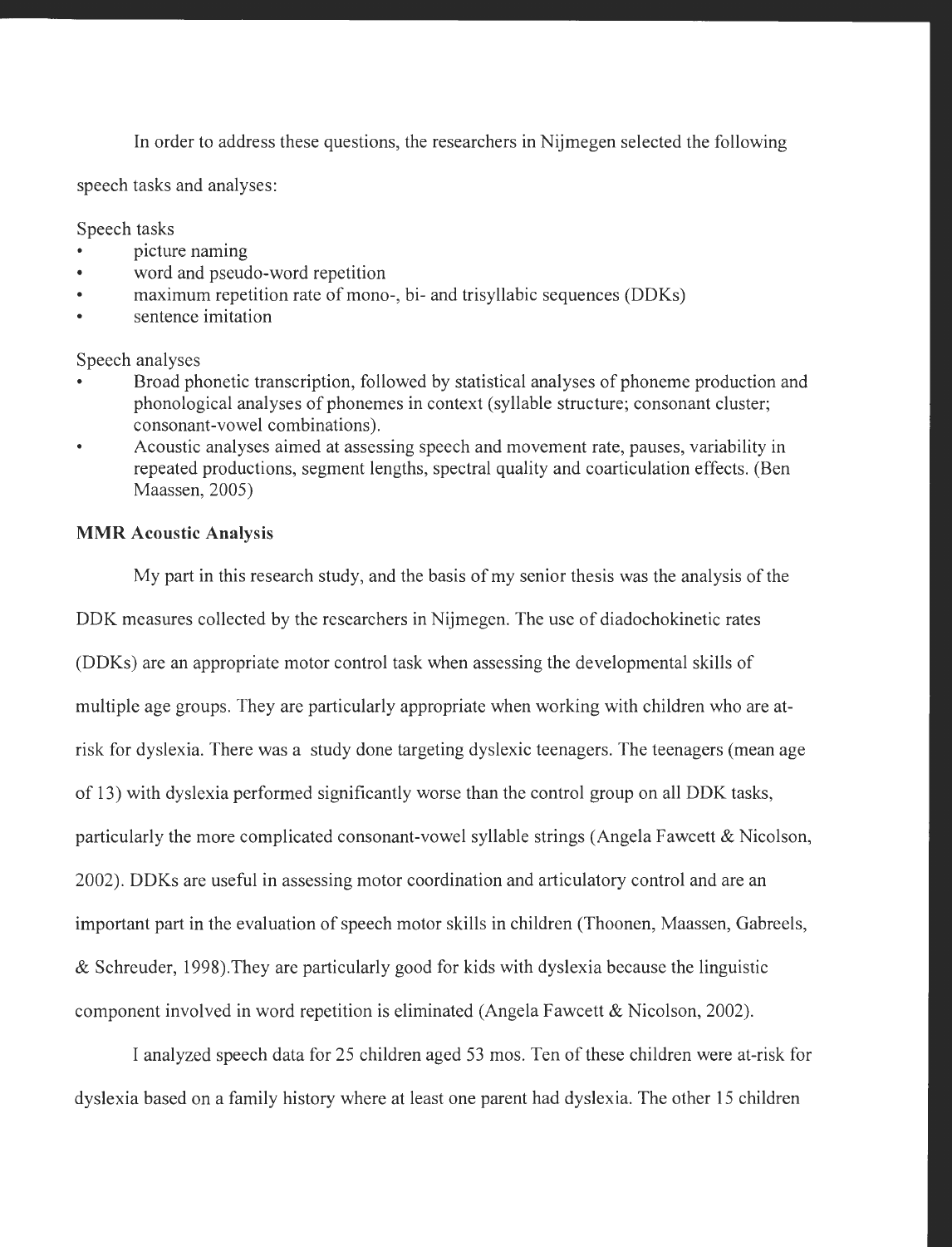In order to address these questions, the researchers in Nijmegen selected the following speech tasks and analyses:

Speech tasks

- picture naming
- word and pseudo-word repetition
- maximum repetition rate of mono-, bi- and trisyllabic sequences (DDKs)
- sentence imitation

Speech analyses

- Broad phonetic transcription, followed by statistical analyses of phoneme production and phonological analyses of phonemes in context (syllable structure; consonant cluster; consonant-vowel combinations).
- Acoustic analyses aimed at assessing speech and movement rate, pauses, variability in repeated productions, segment lengths, spectral quality and coarticulation effects. (Ben Maassen, 2005)

**MMR Acoustic Analysis**

My part in this research study, and the basis of my senior thesis was the analysis of the DDK measures collected by the researchers in Nijmegen. The use of diadochokinetic rates (DDKs) are an appropriate motor control task when assessing the developmental skills of multiple age groups. They are particularly appropriate when working with children who are at-risk for dyslexia. There was a study done targeting dyslexic teenagers. The teenagers (mean age of 13) with dyslexia performed significantly worse than the control group on all DDK tasks, particularly the more complicated consonant-vowel syllable strings (Angela Fawcett & Nicolson, 2002). DDKs are useful in assessing motor coordination and articulatory control and are an important part in the evaluation of speech motor skills in children (Thoonen, Maassen, Gabreels, & Schreuder, 1998).They are particularly good for kids with dyslexia because the linguistic component involved in word repetition is eliminated (Angela Fawcett & Nicolson, 2002).

I analyzed speech data for 25 children aged 53 mos. Ten of these children were at-risk for dyslexia based on a family history where at least one parent had dyslexia. The other 15 children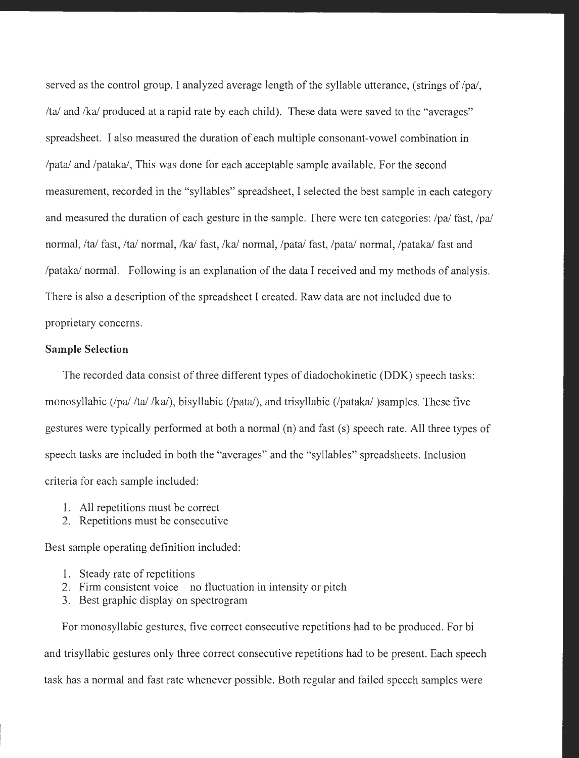served as the control group. I analyzed average length of the syllable utterance, (strings of /pa/, /ta/ and /ka/ produced at a rapid rate by each child). These data were saved to the "averages" spreadsheet. I also measured the duration of each multiple consonant-vowel combination in /pata/ and /pataka/, This was done for each acceptable sample available. For the second measurement, recorded in the "syllables" spreadsheet, I selected the best sample in each category and measured the duration of each gesture in the sample. There were ten categories: /pa/ fast, /pa/ normal, /ta/ fast, /ta/ normal, /ka/ fast, /ka/ normal, /pata/ fast, /pata/ normal, /pataka/ fast and /pataka/ normal. Following is an explanation of the data I received and my methods of analysis. There is also a description of the spreadsheet I created. Raw data are not included due to proprietary concerns.

**Sample Selection**

The recorded data consist of three different types of diadochokinetic (DDK) speech tasks: monosyllabic (/pa/ /ta/ /ka/), bisyllabic (/pata/), and trisyllabic (/pataka/ )samples. These five gestures were typically performed at both a normal (n) and fast (s) speech rate. All three types of speech tasks are included in both the "averages" and the "syllables" spreadsheets. Inclusion criteria for each sample included:

1. All repetitions must be correct
2. Repetitions must be consecutive

Best sample operating definition included:

1. Steady rate of repetitions
2. Firm consistent voice – no fluctuation in intensity or pitch
3. Best graphic display on spectrogram

For monosyllabic gestures, five correct consecutive repetitions had to be produced. For bi and trisyllabic gestures only three correct consecutive repetitions had to be present. Each speech task has a normal and fast rate whenever possible. Both regular and failed speech samples were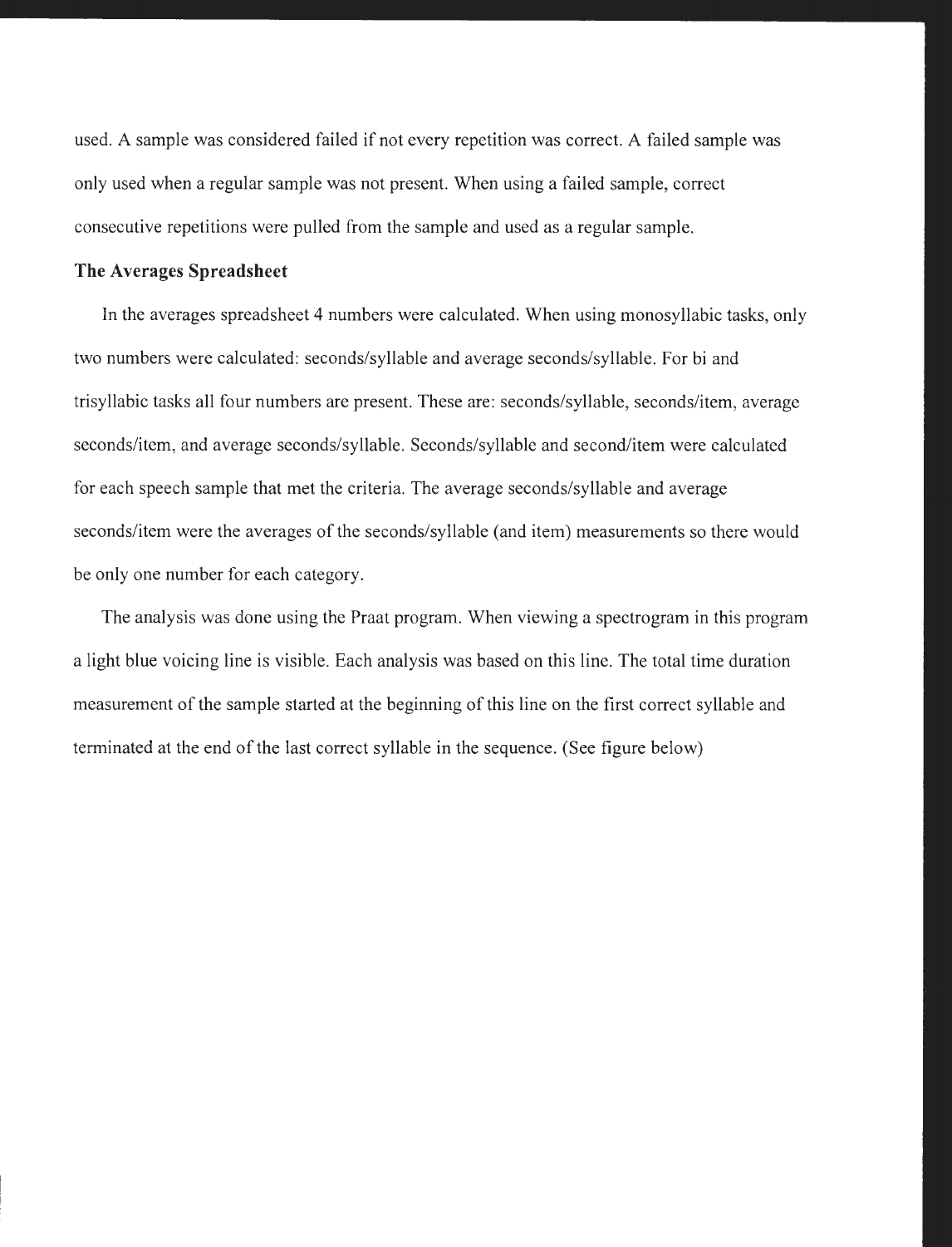used. A sample was considered failed if not every repetition was correct. A failed sample was only used when a regular sample was not present. When using a failed sample, correct consecutive repetitions were pulled from the sample and used as a regular sample.

### The Averages Spreadsheet

In the averages spreadsheet 4 numbers were calculated. When using monosyllabic tasks, only two numbers were calculated: seconds/syllable and average seconds/syllable. For bi and trisyllabic tasks all four numbers are present. These are: seconds/syllable, seconds/item, average seconds/item, and average seconds/syllable. Seconds/syllable and second/item were calculated for each speech sample that met the criteria. The average seconds/syllable and average seconds/item were the averages of the seconds/syllable (and item) measurements so there would be only one number for each category.

The analysis was done using the Praat program. When viewing a spectrogram in this program a light blue voicing line is visible. Each analysis was based on this line. The total time duration measurement of the sample started at the beginning of this line on the first correct syllable and terminated at the end of the last correct syllable in the sequence. (See figure below)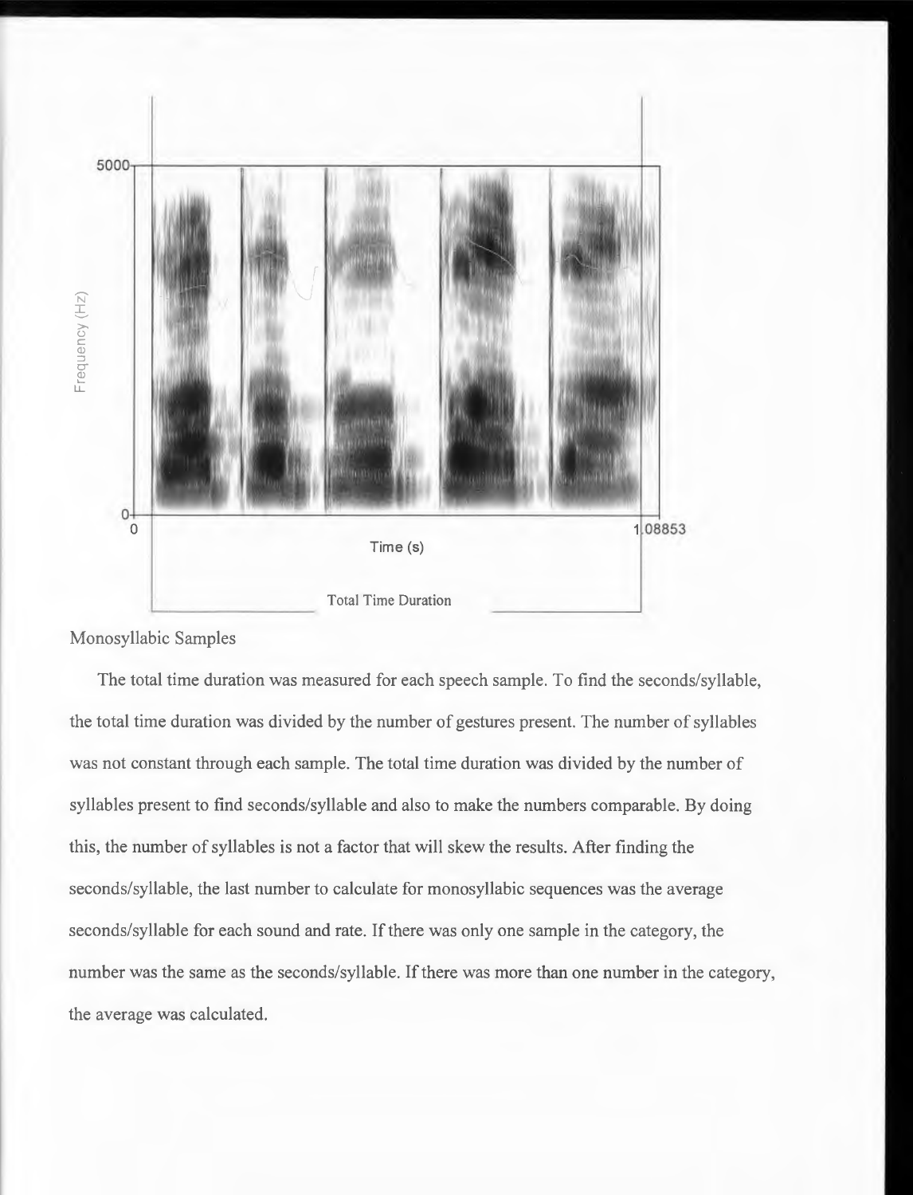5000

Frequency (Hz)

0

0

1.08853

Time (s)

Total Time Duration

Monosyllabic Samples

The total time duration was measured for each speech sample. To find the seconds/syllable, the total time duration was divided by the number of gestures present. The number of syllables was not constant through each sample. The total time duration was divided by the number of syllables present to find seconds/syllable and also to make the numbers comparable. By doing this, the number of syllables is not a factor that will skew the results. After finding the seconds/syllable, the last number to calculate for monosyllabic sequences was the average seconds/syllable for each sound and rate. If there was only one sample in the category, the number was the same as the seconds/syllable. If there was more than one number in the category, the average was calculated.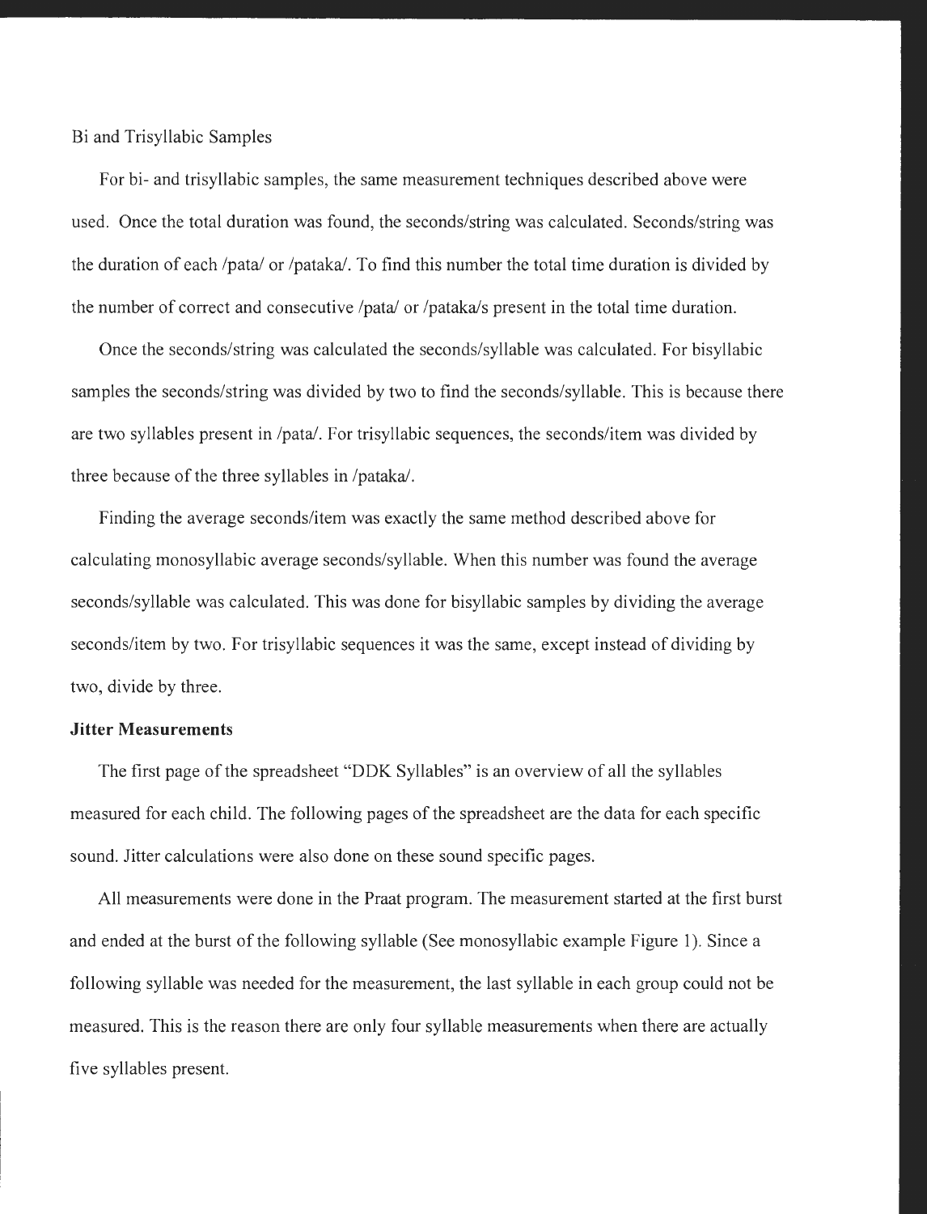Bi and Trisyllabic Samples

For bi- and trisyllabic samples, the same measurement techniques described above were used. Once the total duration was found, the seconds/string was calculated. Seconds/string was the duration of each /pata/ or /pataka/. To find this number the total time duration is divided by the number of correct and consecutive /pata/ or /pataka/s present in the total time duration.

Once the seconds/string was calculated the seconds/syllable was calculated. For bisyllabic samples the seconds/string was divided by two to find the seconds/syllable. This is because there are two syllables present in /pata/. For trisyllabic sequences, the seconds/item was divided by three because of the three syllables in /pataka/.

Finding the average seconds/item was exactly the same method described above for calculating monosyllabic average seconds/syllable. When this number was found the average seconds/syllable was calculated. This was done for bisyllabic samples by dividing the average seconds/item by two. For trisyllabic sequences it was the same, except instead of dividing by two, divide by three.

**Jitter Measurements**

The first page of the spreadsheet "DDK Syllables" is an overview of all the syllables measured for each child. The following pages of the spreadsheet are the data for each specific sound. Jitter calculations were also done on these sound specific pages.

All measurements were done in the Praat program. The measurement started at the first burst and ended at the burst of the following syllable (See monosyllabic example Figure 1). Since a following syllable was needed for the measurement, the last syllable in each group could not be measured. This is the reason there are only four syllable measurements when there are actually five syllables present.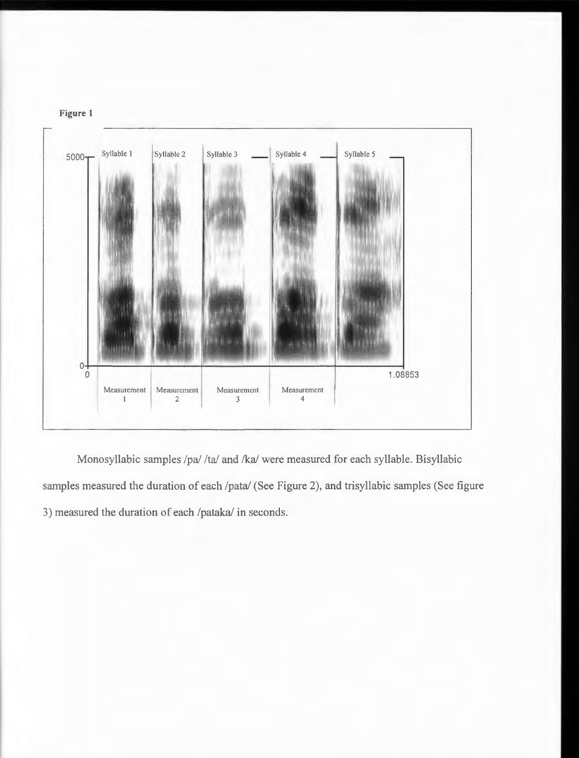**Figure 1**

5000

Syllable 1

Syllable 2

Syllable 3

Syllable 4

Syllable 5

0

0

1.08853

Measurement 1

Measurement 2

Measurement 3

Measurement 4

Monosyllabic samples /pa/ /ta/ and /ka/ were measured for each syllable. Bisyllabic samples measured the duration of each /pata/ (See Figure 2), and trisyllabic samples (See figure 3) measured the duration of each /pataka/ in seconds.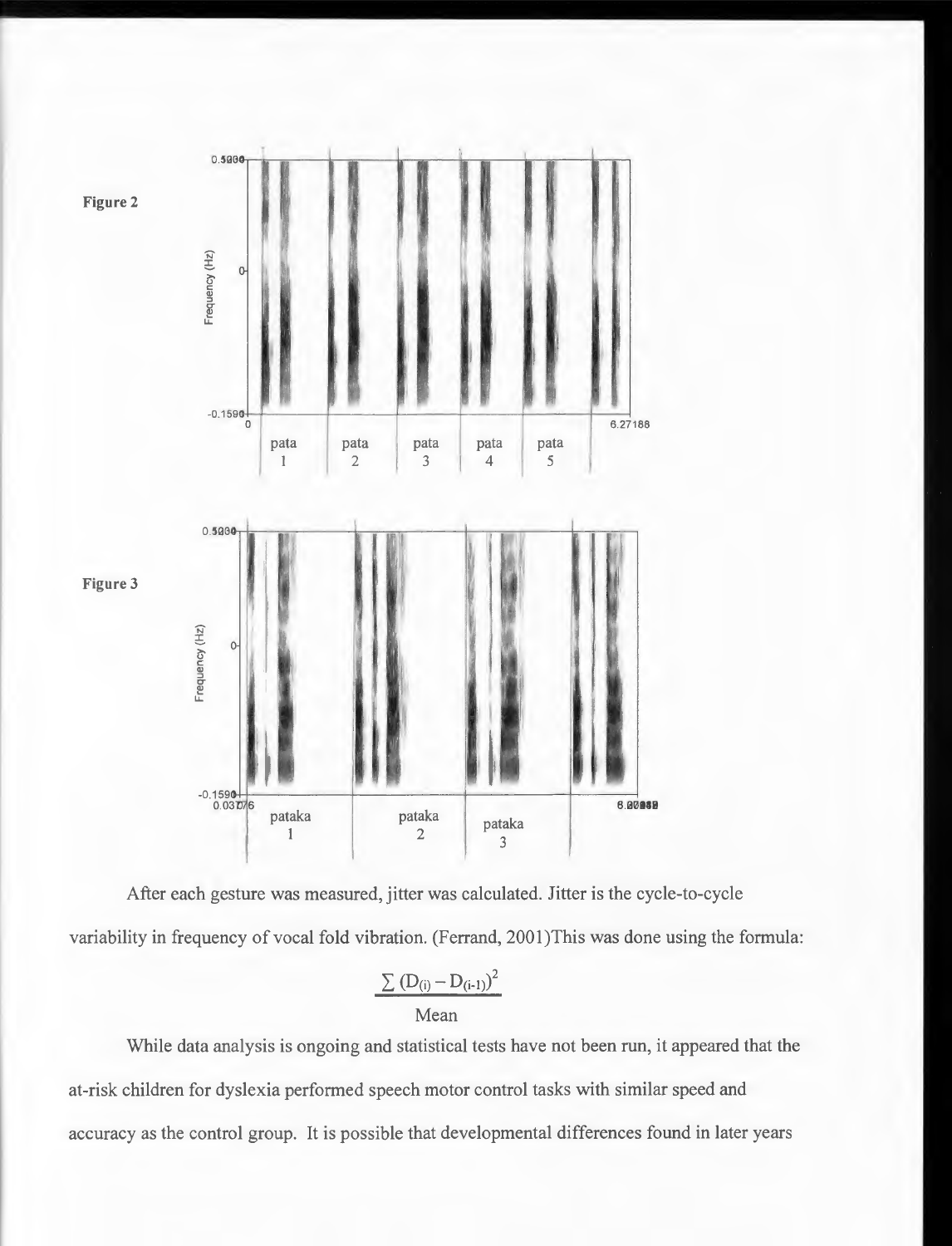Figure 2

0.5000

Frequency (Hz)

0

-0.1590

0

6.27188

pata 1

pata 2

pata 3

pata 4

pata 5

Figure 3

0.5000

Frequency (Hz)

0

-0.1590

0.03076

6.00000

pataka 1

pataka 2

pataka 3

After each gesture was measured, jitter was calculated. Jitter is the cycle-to-cycle variability in frequency of vocal fold vibration. (Ferrand, 2001)This was done using the formula:

$$\frac{\sum (D_{(i)} - D_{(i-1)})^2}{\text{Mean}}$$

While data analysis is ongoing and statistical tests have not been run, it appeared that the at-risk children for dyslexia performed speech motor control tasks with similar speed and accuracy as the control group. It is possible that developmental differences found in later years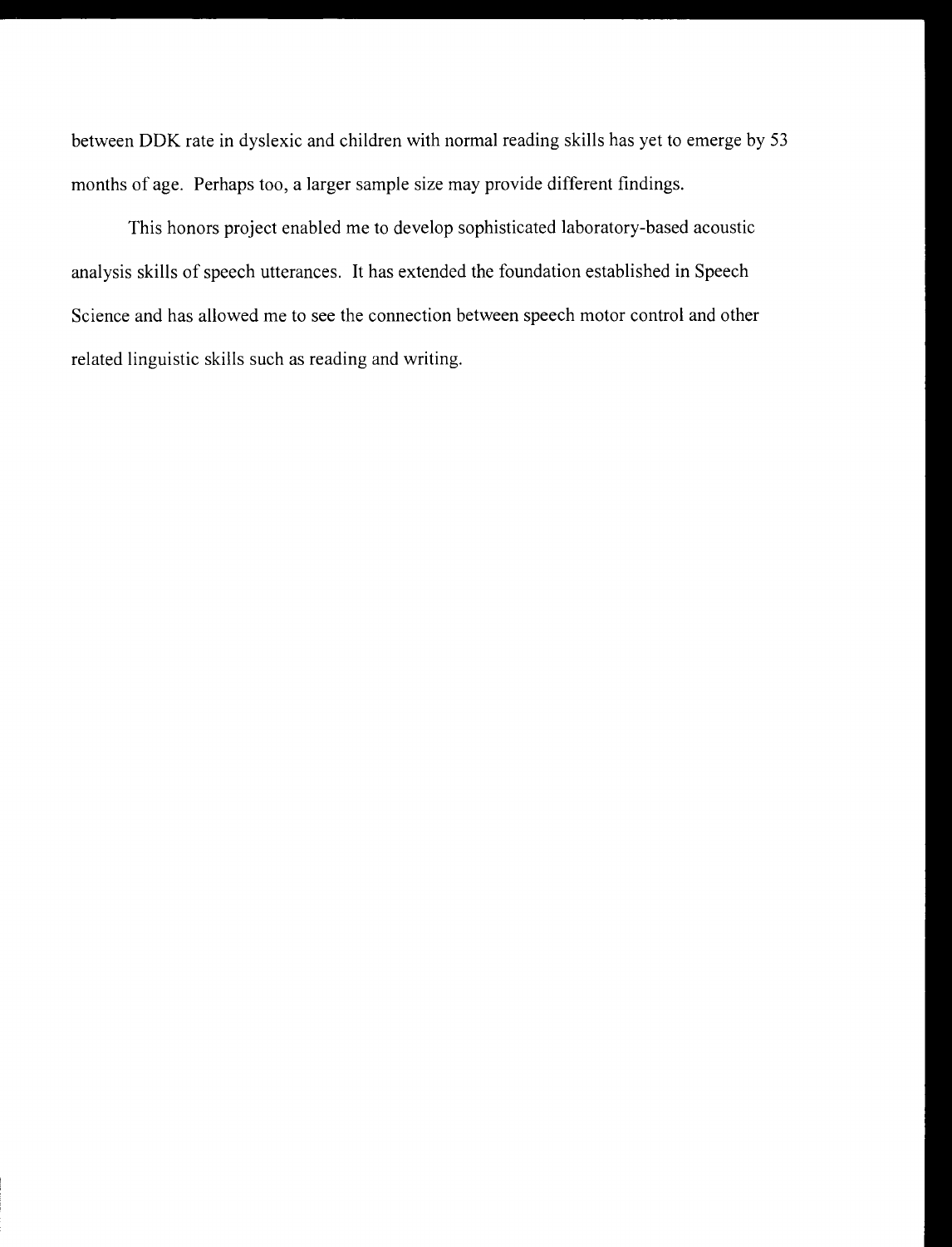between DDK rate in dyslexic and children with normal reading skills has yet to emerge by 53 months of age. Perhaps too, a larger sample size may provide different findings.

This honors project enabled me to develop sophisticated laboratory-based acoustic analysis skills of speech utterances. It has extended the foundation established in Speech Science and has allowed me to see the connection between speech motor control and other related linguistic skills such as reading and writing.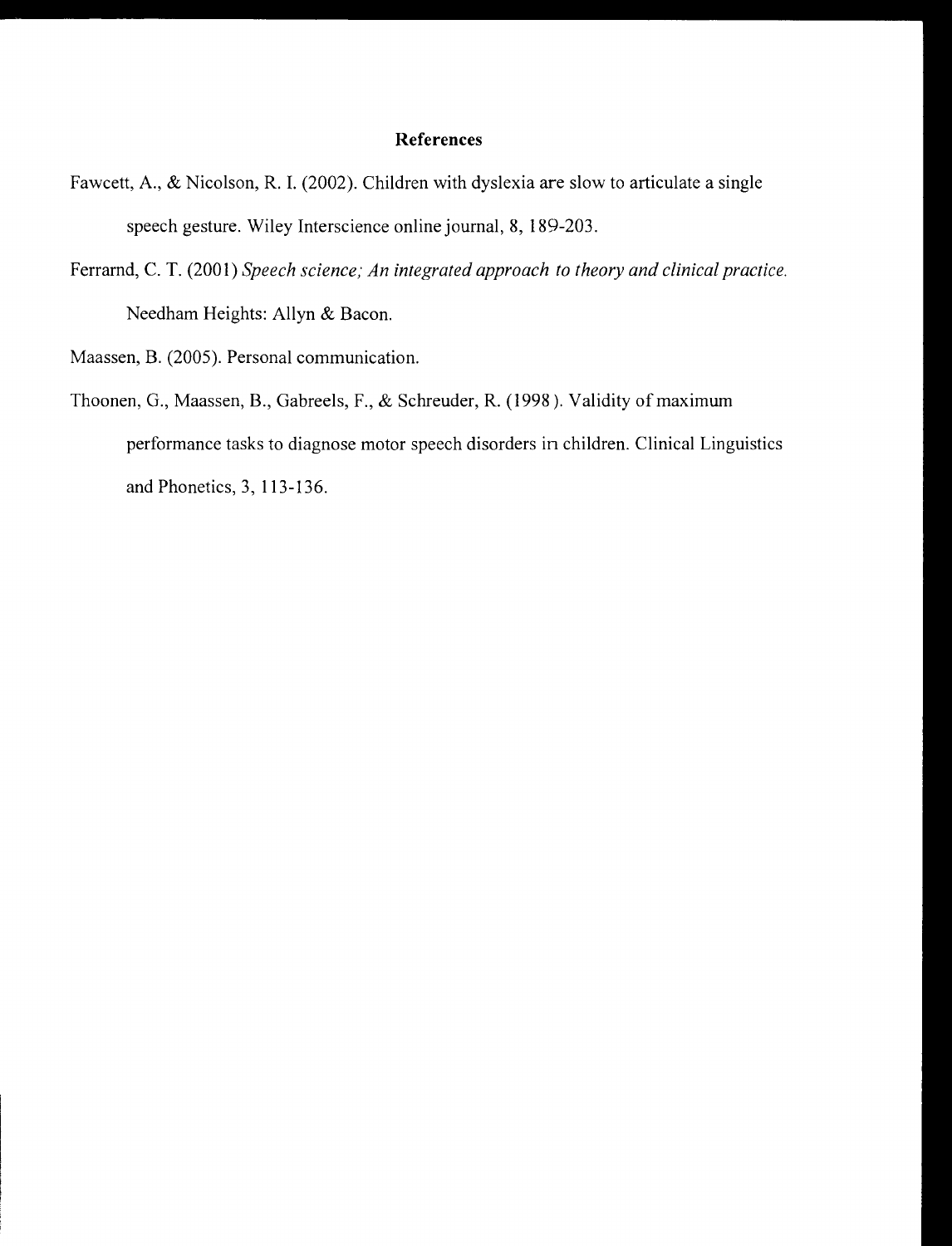## References

Fawcett, A., & Nicolson, R. I. (2002). Children with dyslexia are slow to articulate a single speech gesture. Wiley Interscience online journal, 8, 189-203.

Ferrarnd, C. T. (2001) *Speech science; An integrated approach to theory and clinical practice.* Needham Heights: Allyn & Bacon.

Maassen, B. (2005). Personal communication.

Thoonen, G., Maassen, B., Gabreels, F., & Schreuder, R. (1998). Validity of maximum performance tasks to diagnose motor speech disorders in children. Clinical Linguistics and Phonetics, 3, 113-136.